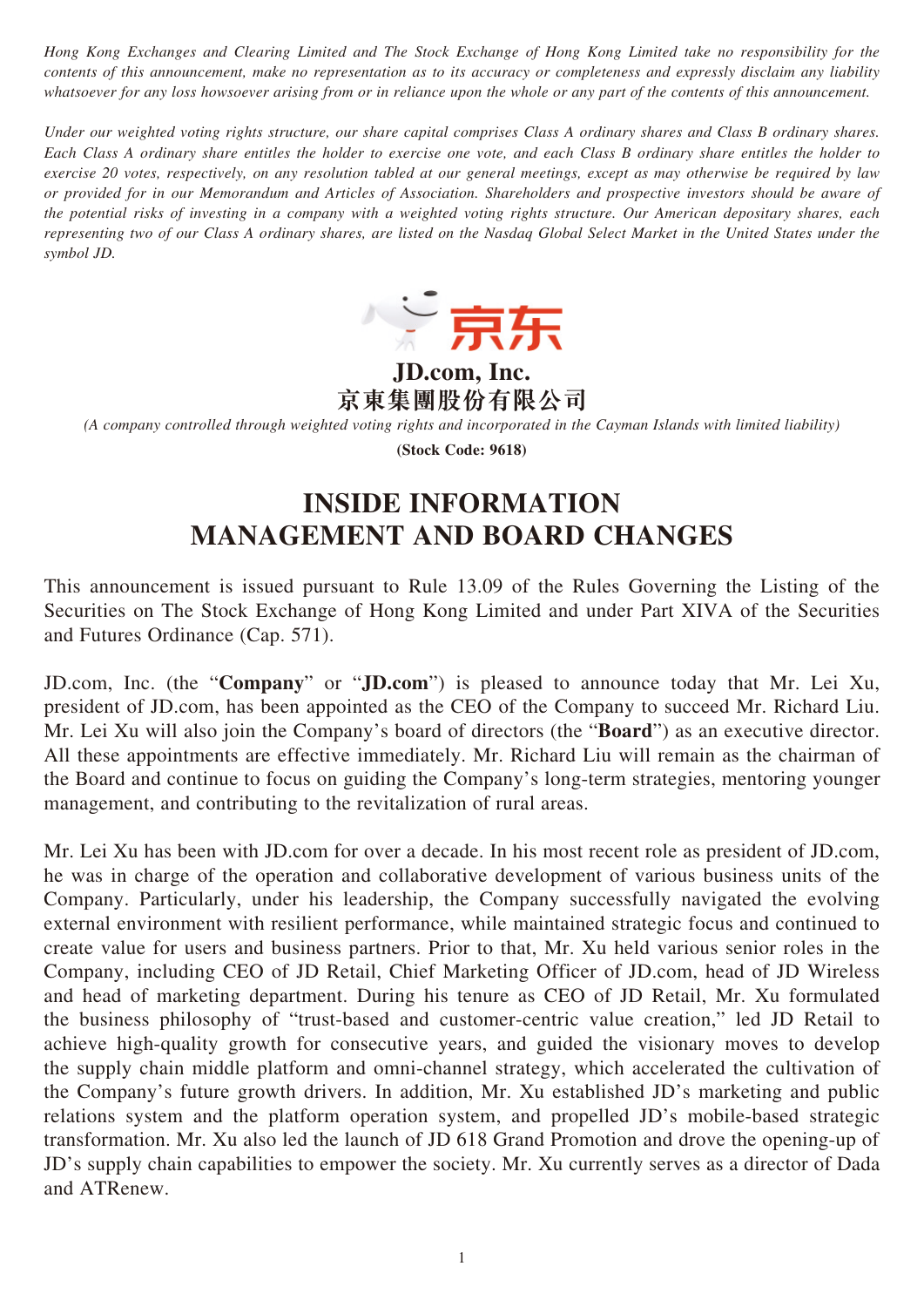*Hong Kong Exchanges and Clearing Limited and The Stock Exchange of Hong Kong Limited take no responsibility for the contents of this announcement, make no representation as to its accuracy or completeness and expressly disclaim any liability whatsoever for any loss howsoever arising from or in reliance upon the whole or any part of the contents of this announcement.*

*Under our weighted voting rights structure, our share capital comprises Class A ordinary shares and Class B ordinary shares. Each Class A ordinary share entitles the holder to exercise one vote, and each Class B ordinary share entitles the holder to exercise 20 votes, respectively, on any resolution tabled at our general meetings, except as may otherwise be required by law or provided for in our Memorandum and Articles of Association. Shareholders and prospective investors should be aware of the potential risks of investing in a company with a weighted voting rights structure. Our American depositary shares, each representing two of our Class A ordinary shares, are listed on the Nasdaq Global Select Market in the United States under the symbol JD.*

**JD.com, Inc.**
**京東集團股份有限公司**

*(A company controlled through weighted voting rights and incorporated in the Cayman Islands with limited liability)*

**(Stock Code: 9618)**

# INSIDE INFORMATION
# MANAGEMENT AND BOARD CHANGES

This announcement is issued pursuant to Rule 13.09 of the Rules Governing the Listing of the Securities on The Stock Exchange of Hong Kong Limited and under Part XIVA of the Securities and Futures Ordinance (Cap. 571).

JD.com, Inc. (the "**Company**" or "**JD.com**") is pleased to announce today that Mr. Lei Xu, president of JD.com, has been appointed as the CEO of the Company to succeed Mr. Richard Liu. Mr. Lei Xu will also join the Company's board of directors (the "**Board**") as an executive director. All these appointments are effective immediately. Mr. Richard Liu will remain as the chairman of the Board and continue to focus on guiding the Company's long-term strategies, mentoring younger management, and contributing to the revitalization of rural areas.

Mr. Lei Xu has been with JD.com for over a decade. In his most recent role as president of JD.com, he was in charge of the operation and collaborative development of various business units of the Company. Particularly, under his leadership, the Company successfully navigated the evolving external environment with resilient performance, while maintained strategic focus and continued to create value for users and business partners. Prior to that, Mr. Xu held various senior roles in the Company, including CEO of JD Retail, Chief Marketing Officer of JD.com, head of JD Wireless and head of marketing department. During his tenure as CEO of JD Retail, Mr. Xu formulated the business philosophy of "trust-based and customer-centric value creation," led JD Retail to achieve high-quality growth for consecutive years, and guided the visionary moves to develop the supply chain middle platform and omni-channel strategy, which accelerated the cultivation of the Company's future growth drivers. In addition, Mr. Xu established JD's marketing and public relations system and the platform operation system, and propelled JD's mobile-based strategic transformation. Mr. Xu also led the launch of JD 618 Grand Promotion and drove the opening-up of JD's supply chain capabilities to empower the society. Mr. Xu currently serves as a director of Dada and ATRenew.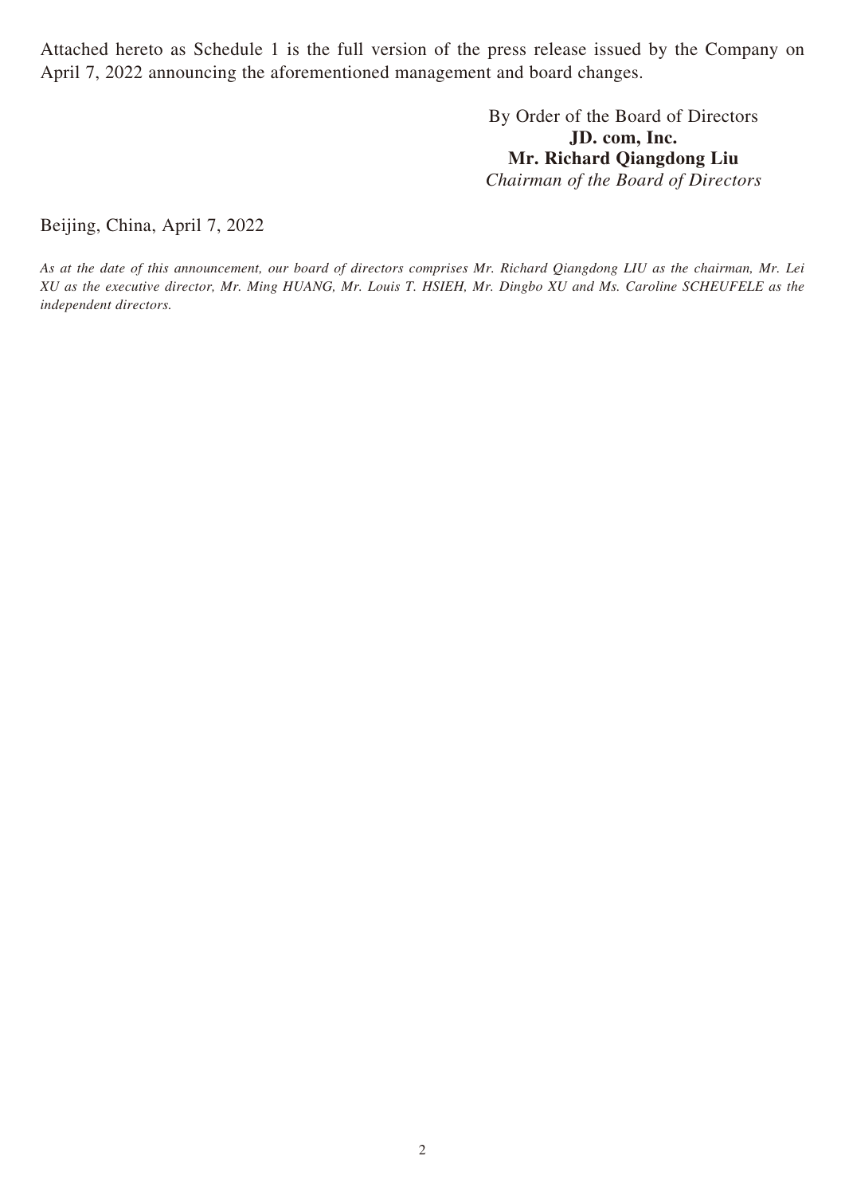Attached hereto as Schedule 1 is the full version of the press release issued by the Company on April 7, 2022 announcing the aforementioned management and board changes.

By Order of the Board of Directors
**JD. com, Inc.**
**Mr. Richard Qiangdong Liu**
*Chairman of the Board of Directors*

Beijing, China, April 7, 2022

*As at the date of this announcement, our board of directors comprises Mr. Richard Qiangdong LIU as the chairman, Mr. Lei XU as the executive director, Mr. Ming HUANG, Mr. Louis T. HSIEH, Mr. Dingbo XU and Ms. Caroline SCHEUFELE as the independent directors.*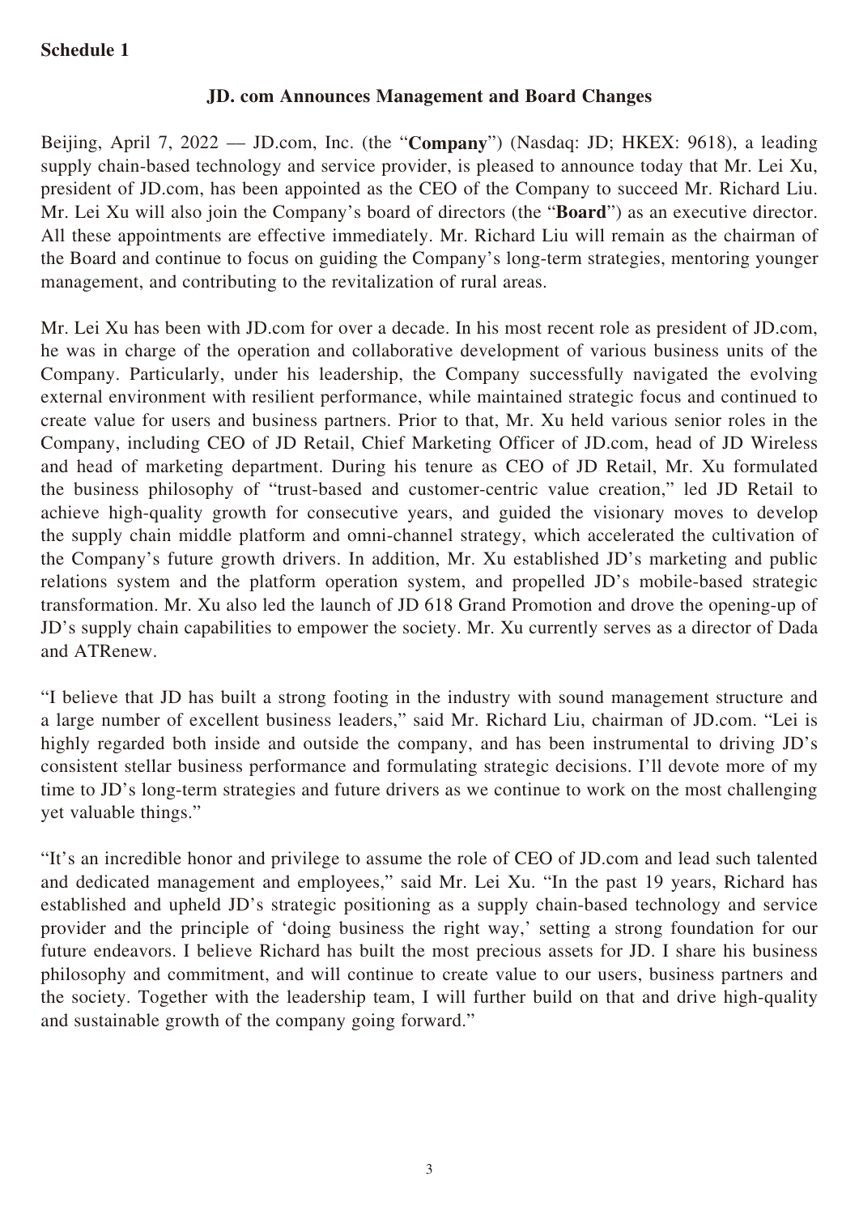**Schedule 1**

## JD. com Announces Management and Board Changes

Beijing, April 7, 2022 — JD.com, Inc. (the "**Company**") (Nasdaq: JD; HKEX: 9618), a leading supply chain-based technology and service provider, is pleased to announce today that Mr. Lei Xu, president of JD.com, has been appointed as the CEO of the Company to succeed Mr. Richard Liu. Mr. Lei Xu will also join the Company's board of directors (the "**Board**") as an executive director. All these appointments are effective immediately. Mr. Richard Liu will remain as the chairman of the Board and continue to focus on guiding the Company's long-term strategies, mentoring younger management, and contributing to the revitalization of rural areas.

Mr. Lei Xu has been with JD.com for over a decade. In his most recent role as president of JD.com, he was in charge of the operation and collaborative development of various business units of the Company. Particularly, under his leadership, the Company successfully navigated the evolving external environment with resilient performance, while maintained strategic focus and continued to create value for users and business partners. Prior to that, Mr. Xu held various senior roles in the Company, including CEO of JD Retail, Chief Marketing Officer of JD.com, head of JD Wireless and head of marketing department. During his tenure as CEO of JD Retail, Mr. Xu formulated the business philosophy of "trust-based and customer-centric value creation," led JD Retail to achieve high-quality growth for consecutive years, and guided the visionary moves to develop the supply chain middle platform and omni-channel strategy, which accelerated the cultivation of the Company's future growth drivers. In addition, Mr. Xu established JD's marketing and public relations system and the platform operation system, and propelled JD's mobile-based strategic transformation. Mr. Xu also led the launch of JD 618 Grand Promotion and drove the opening-up of JD's supply chain capabilities to empower the society. Mr. Xu currently serves as a director of Dada and ATRenew.

"I believe that JD has built a strong footing in the industry with sound management structure and a large number of excellent business leaders," said Mr. Richard Liu, chairman of JD.com. "Lei is highly regarded both inside and outside the company, and has been instrumental to driving JD's consistent stellar business performance and formulating strategic decisions. I'll devote more of my time to JD's long-term strategies and future drivers as we continue to work on the most challenging yet valuable things."

"It's an incredible honor and privilege to assume the role of CEO of JD.com and lead such talented and dedicated management and employees," said Mr. Lei Xu. "In the past 19 years, Richard has established and upheld JD's strategic positioning as a supply chain-based technology and service provider and the principle of 'doing business the right way,' setting a strong foundation for our future endeavors. I believe Richard has built the most precious assets for JD. I share his business philosophy and commitment, and will continue to create value to our users, business partners and the society. Together with the leadership team, I will further build on that and drive high-quality and sustainable growth of the company going forward."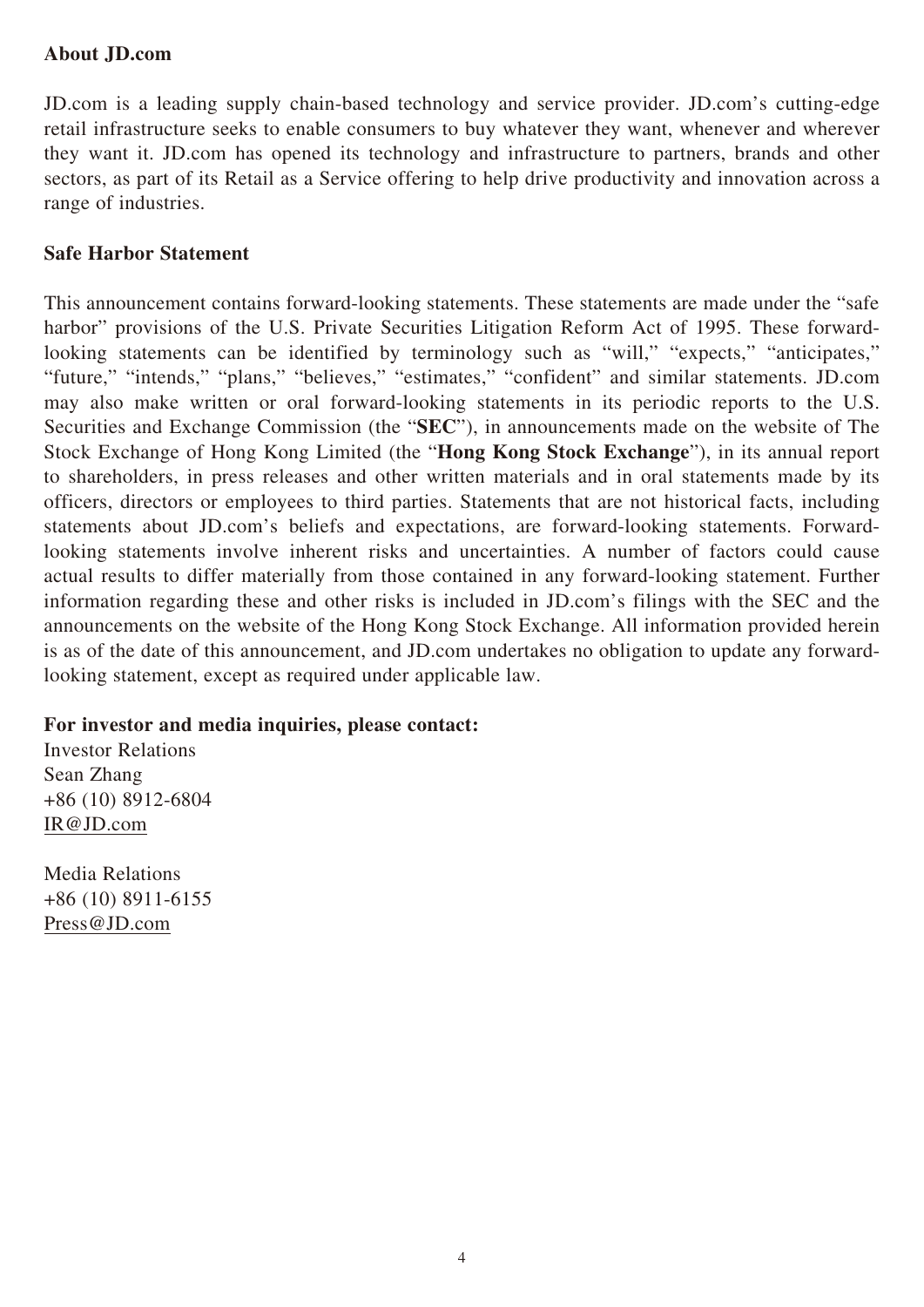**About JD.com**

JD.com is a leading supply chain-based technology and service provider. JD.com's cutting-edge retail infrastructure seeks to enable consumers to buy whatever they want, whenever and wherever they want it. JD.com has opened its technology and infrastructure to partners, brands and other sectors, as part of its Retail as a Service offering to help drive productivity and innovation across a range of industries.

**Safe Harbor Statement**

This announcement contains forward-looking statements. These statements are made under the "safe harbor" provisions of the U.S. Private Securities Litigation Reform Act of 1995. These forward-looking statements can be identified by terminology such as "will," "expects," "anticipates," "future," "intends," "plans," "believes," "estimates," "confident" and similar statements. JD.com may also make written or oral forward-looking statements in its periodic reports to the U.S. Securities and Exchange Commission (the "**SEC**"), in announcements made on the website of The Stock Exchange of Hong Kong Limited (the "**Hong Kong Stock Exchange**"), in its annual report to shareholders, in press releases and other written materials and in oral statements made by its officers, directors or employees to third parties. Statements that are not historical facts, including statements about JD.com's beliefs and expectations, are forward-looking statements. Forward-looking statements involve inherent risks and uncertainties. A number of factors could cause actual results to differ materially from those contained in any forward-looking statement. Further information regarding these and other risks is included in JD.com's filings with the SEC and the announcements on the website of the Hong Kong Stock Exchange. All information provided herein is as of the date of this announcement, and JD.com undertakes no obligation to update any forward-looking statement, except as required under applicable law.

**For investor and media inquiries, please contact:**

Investor Relations
Sean Zhang
+86 (10) 8912-6804
IR@JD.com

Media Relations
+86 (10) 8911-6155
Press@JD.com